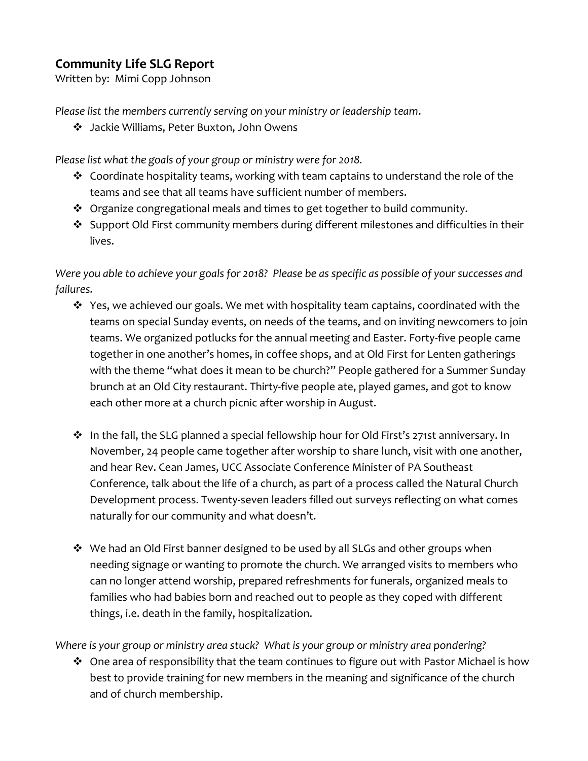## Community Life SLG Report

Written by: Mimi Copp Johnson

*Please list the members currently serving on your ministry or leadership team.*

- Jackie Williams, Peter Buxton, John Owens

*Please list what the goals of your group or ministry were for 2018.*

- Coordinate hospitality teams, working with team captains to understand the role of the teams and see that all teams have sufficient number of members.
- Organize congregational meals and times to get together to build community.
- Support Old First community members during different milestones and difficulties in their lives.

*Were you able to achieve your goals for 2018? Please be as specific as possible of your successes and failures.*

- Yes, we achieved our goals. We met with hospitality team captains, coordinated with the teams on special Sunday events, on needs of the teams, and on inviting newcomers to join teams. We organized potlucks for the annual meeting and Easter. Forty-five people came together in one another's homes, in coffee shops, and at Old First for Lenten gatherings with the theme "what does it mean to be church?" People gathered for a Summer Sunday brunch at an Old City restaurant. Thirty-five people ate, played games, and got to know each other more at a church picnic after worship in August.

- In the fall, the SLG planned a special fellowship hour for Old First's 271st anniversary. In November, 24 people came together after worship to share lunch, visit with one another, and hear Rev. Cean James, UCC Associate Conference Minister of PA Southeast Conference, talk about the life of a church, as part of a process called the Natural Church Development process. Twenty-seven leaders filled out surveys reflecting on what comes naturally for our community and what doesn't.

- We had an Old First banner designed to be used by all SLGs and other groups when needing signage or wanting to promote the church. We arranged visits to members who can no longer attend worship, prepared refreshments for funerals, organized meals to families who had babies born and reached out to people as they coped with different things, i.e. death in the family, hospitalization.

*Where is your group or ministry area stuck? What is your group or ministry area pondering?*

- One area of responsibility that the team continues to figure out with Pastor Michael is how best to provide training for new members in the meaning and significance of the church and of church membership.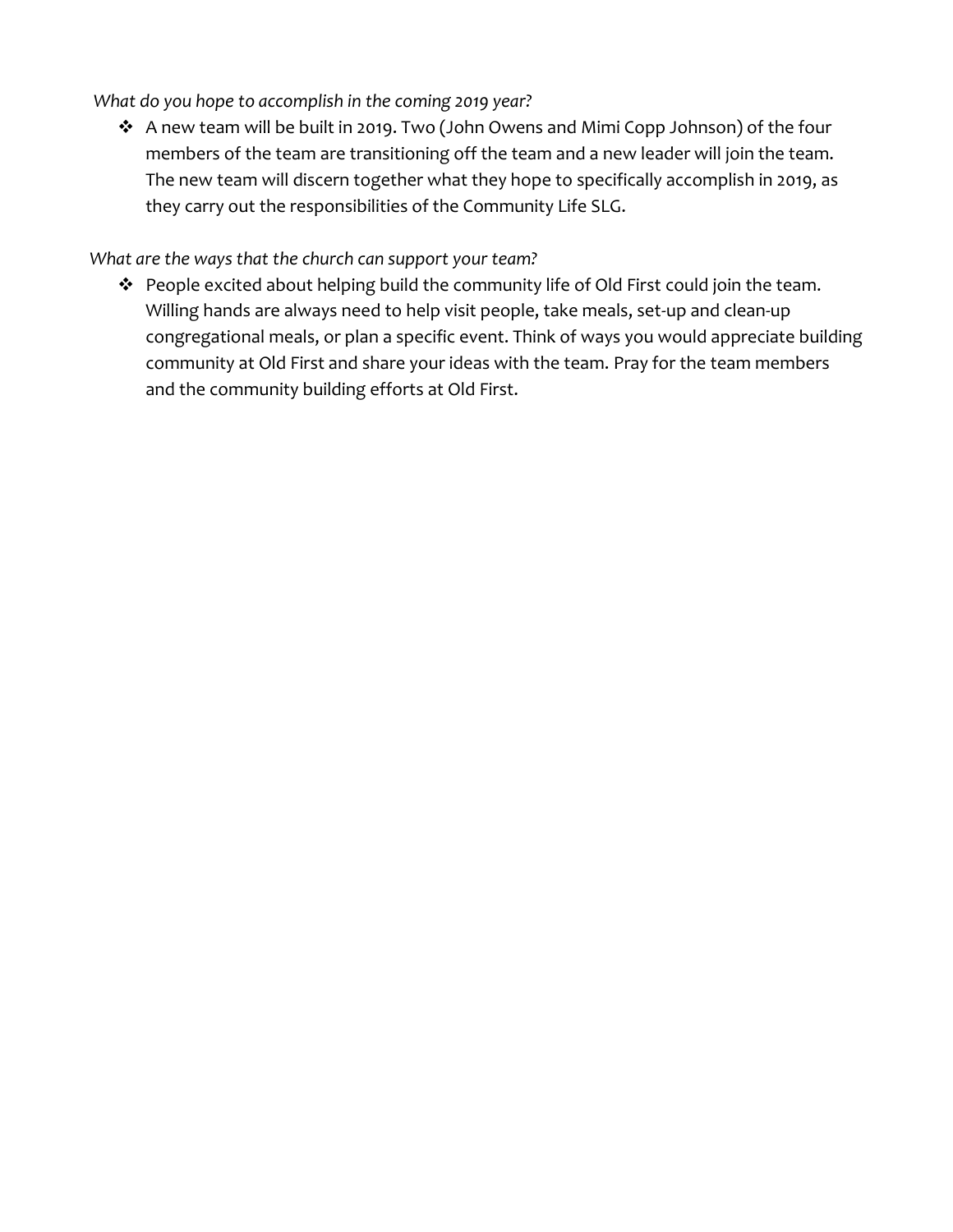*What do you hope to accomplish in the coming 2019 year?*

- A new team will be built in 2019. Two (John Owens and Mimi Copp Johnson) of the four members of the team are transitioning off the team and a new leader will join the team. The new team will discern together what they hope to specifically accomplish in 2019, as they carry out the responsibilities of the Community Life SLG.

*What are the ways that the church can support your team?*

- People excited about helping build the community life of Old First could join the team. Willing hands are always need to help visit people, take meals, set-up and clean-up congregational meals, or plan a specific event. Think of ways you would appreciate building community at Old First and share your ideas with the team. Pray for the team members and the community building efforts at Old First.